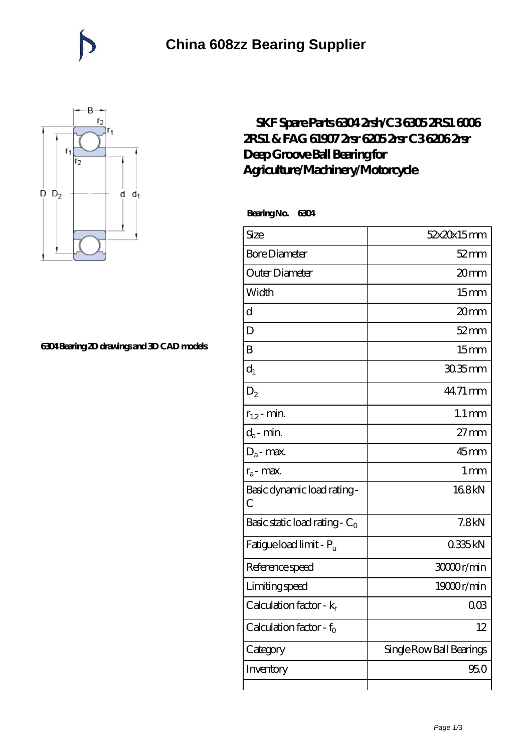# China 608zz Bearing Supplier

6304 Bearing 2D drawings and 3D CAD models

## SKF Spare Parts 6304 2rsh/C3 6305 2RS1 6006 2RS1 & FAG 61907 2rsr 6205 2rsr C3 6206 2rsr Deep Groove Ball Bearing for Agriculture/Machinery/Motorcycle

**Bearing No. 6304**

| Size | 52x20x15 mm |
|---|---|
| Bore Diameter | 52 mm |
| Outer Diameter | 20 mm |
| Width | 15 mm |
| d | 20 mm |
| D | 52 mm |
| B | 15 mm |
| $d_1$ | 30.35 mm |
| $D_2$ | 44.71 mm |
| $r_{1,2}$ - min. | 1.1 mm |
| $d_a$ - min. | 27 mm |
| $D_a$ - max. | 45 mm |
| $r_a$ - max. | 1 mm |
| Basic dynamic load rating - C | 16.8 kN |
| Basic static load rating - $C_0$ | 7.8 kN |
| Fatigue load limit - $P_u$ | 0.335 kN |
| Reference speed | 30000 r/min |
| Limiting speed | 19000 r/min |
| Calculation factor - $k_r$ | 0.03 |
| Calculation factor - $f_0$ | 12 |
| Category | Single Row Ball Bearings |
| Inventory | 95.0 |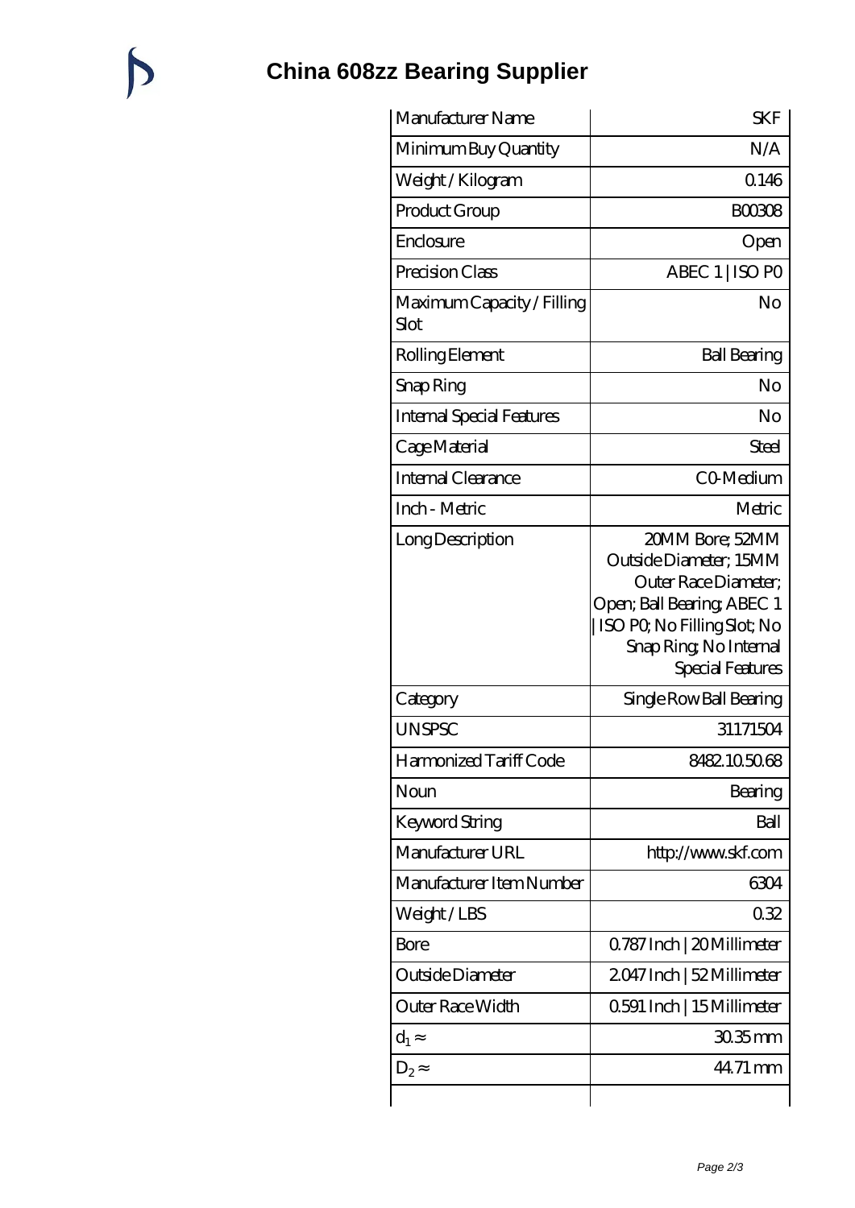# China 608zz Bearing Supplier

| Manufacturer Name | SKF |
|---|---|
| Minimum Buy Quantity | N/A |
| Weight / Kilogram | 0.146 |
| Product Group | B00308 |
| Enclosure | Open |
| Precision Class | ABEC 1 \| ISO P0 |
| Maximum Capacity / Filling Slot | No |
| Rolling Element | Ball Bearing |
| Snap Ring | No |
| Internal Special Features | No |
| Cage Material | Steel |
| Internal Clearance | C0-Medium |
| Inch - Metric | Metric |
| Long Description | 20MM Bore; 52MM Outside Diameter; 15MM Outer Race Diameter; Open; Ball Bearing; ABEC 1 \| ISO P0; No Filling Slot; No Snap Ring; No Internal Special Features |
| Category | Single Row Ball Bearing |
| UNSPSC | 31171504 |
| Harmonized Tariff Code | 8482.10.50.68 |
| Noun | Bearing |
| Keyword String | Ball |
| Manufacturer URL | http://www.skf.com |
| Manufacturer Item Number | 6304 |
| Weight / LBS | 0.32 |
| Bore | 0.787 Inch \| 20 Millimeter |
| Outside Diameter | 2.047 Inch \| 52 Millimeter |
| Outer Race Width | 0.591 Inch \| 15 Millimeter |
| $d_1 \approx$ | 30.35 mm |
| $D_2 \approx$ | 44.71 mm |
| | |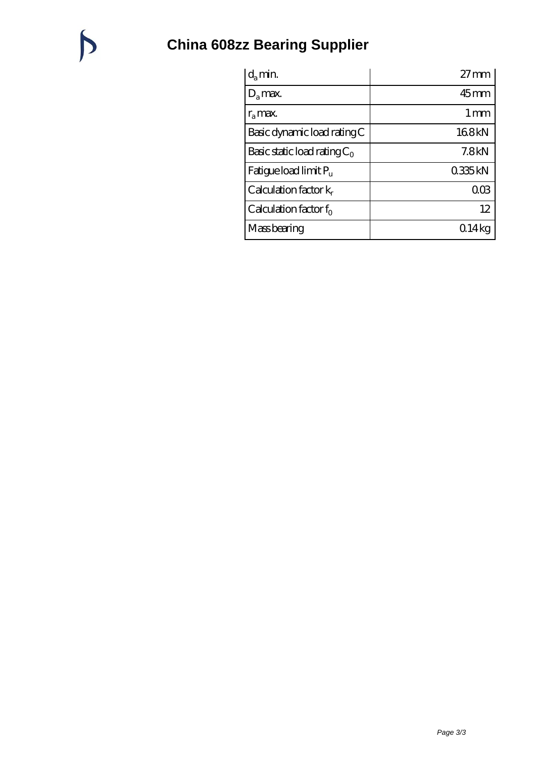# China 608zz Bearing Supplier

| | |
|---|---|
| $d_a$ min. | 27 mm |
| $D_a$ max. | 45 mm |
| $r_a$ max. | 1 mm |
| Basic dynamic load rating C | 16.8 kN |
| Basic static load rating $C_0$ | 7.8 kN |
| Fatigue load limit $P_u$ | 0.335 kN |
| Calculation factor $k_r$ | 0.03 |
| Calculation factor $f_0$ | 12 |
| Mass bearing | 0.14 kg |